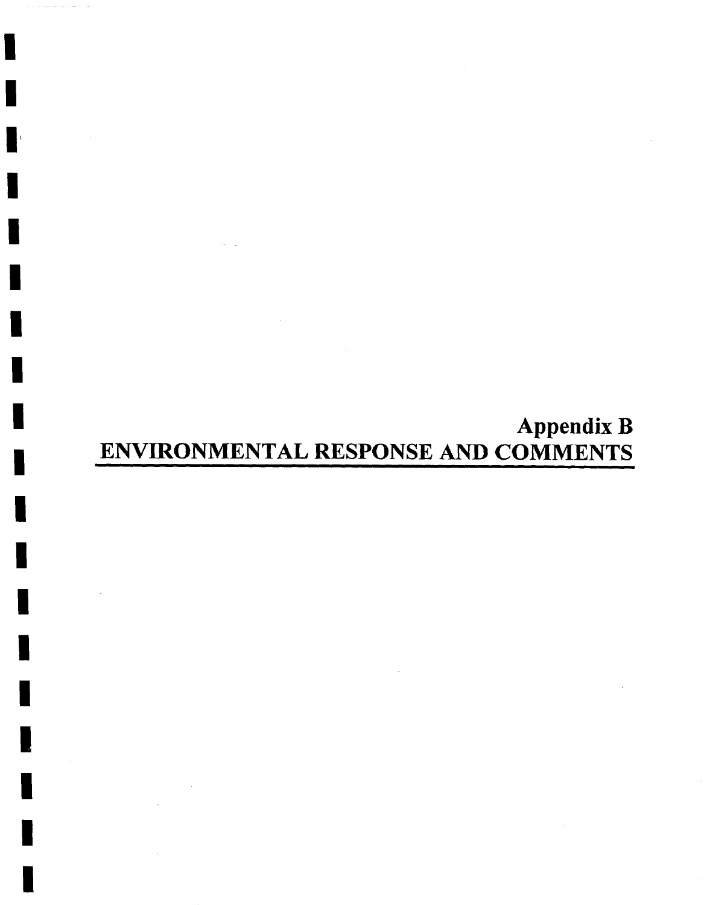# Appendix B
# ENVIRONMENTAL RESPONSE AND COMMENTS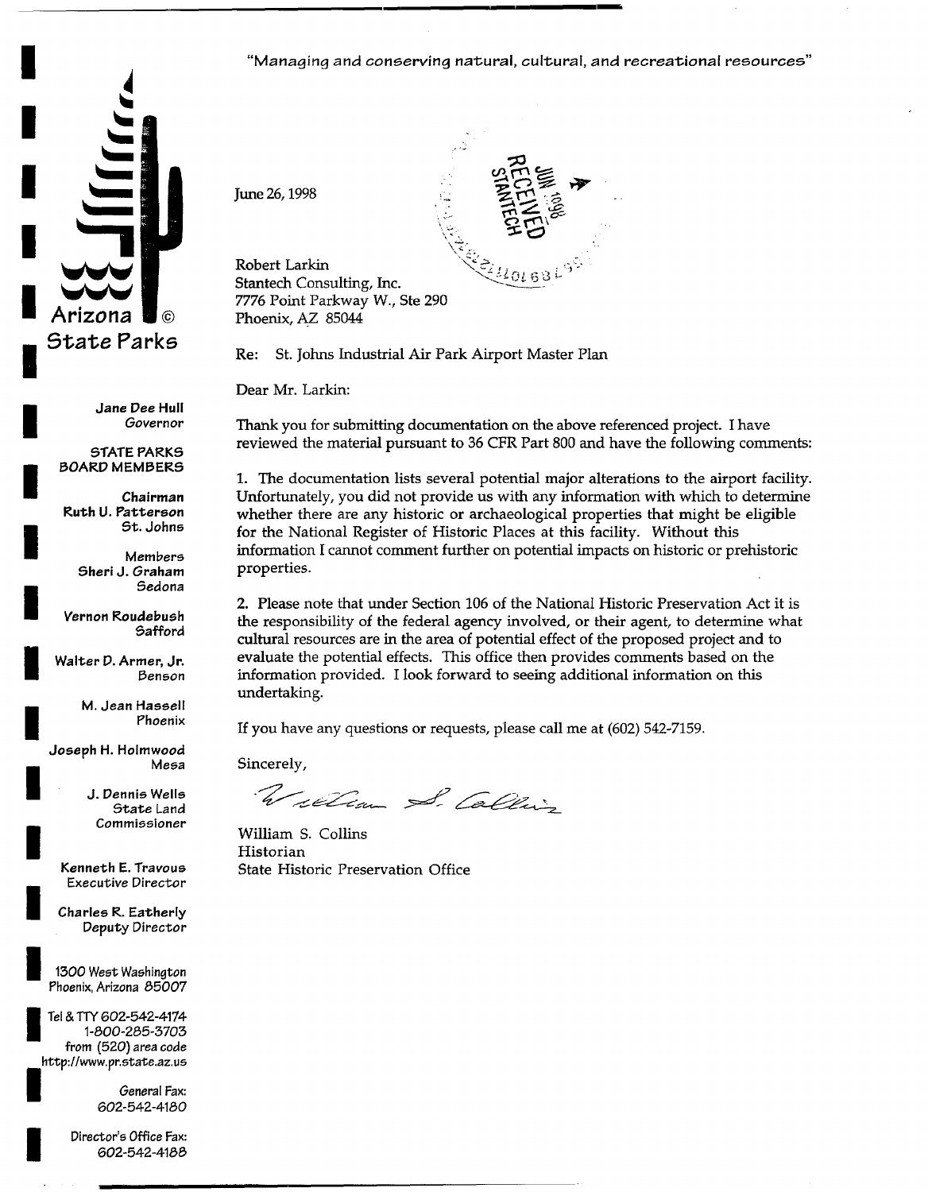"Managing and conserving natural, cultural, and recreational resources"

**Arizona State Parks**

**Jane Dee Hull**
*Governor*

**STATE PARKS BOARD MEMBERS**

**Chairman**
**Ruth U. Patterson**
St. Johns

Members
**Sheri J. Graham**
Sedona

**Vernon Roudebush**
Safford

**Walter D. Armer, Jr.**
Benson

**M. Jean Hassell**
Phoenix

**Joseph H. Holmwood**
Mesa

**J. Dennis Wells**
State Land Commissioner

**Kenneth E. Travous**
Executive Director

**Charles R. Eatherly**
Deputy Director

1300 West Washington
Phoenix, Arizona 85007

Tel & TTY 602-542-4174
1-800-285-3703
from (520) area code
http://www.pr.state.az.us

General Fax:
602-542-4180

Director's Office Fax:
602-542-4188

June 26, 1998

RECEIVED
JUN 1998
STANTECH

Robert Larkin
Stantech Consulting, Inc.
7776 Point Parkway W., Ste 290
Phoenix, AZ 85044

Re: St. Johns Industrial Air Park Airport Master Plan

Dear Mr. Larkin:

Thank you for submitting documentation on the above referenced project. I have reviewed the material pursuant to 36 CFR Part 800 and have the following comments:

1. The documentation lists several potential major alterations to the airport facility. Unfortunately, you did not provide us with any information with which to determine whether there are any historic or archaeological properties that might be eligible for the National Register of Historic Places at this facility. Without this information I cannot comment further on potential impacts on historic or prehistoric properties.

2. Please note that under Section 106 of the National Historic Preservation Act it is the responsibility of the federal agency involved, or their agent, to determine what cultural resources are in the area of potential effect of the proposed project and to evaluate the potential effects. This office then provides comments based on the information provided. I look forward to seeing additional information on this undertaking.

If you have any questions or requests, please call me at (602) 542-7159.

Sincerely,

*William S. Collins*

William S. Collins
Historian
State Historic Preservation Office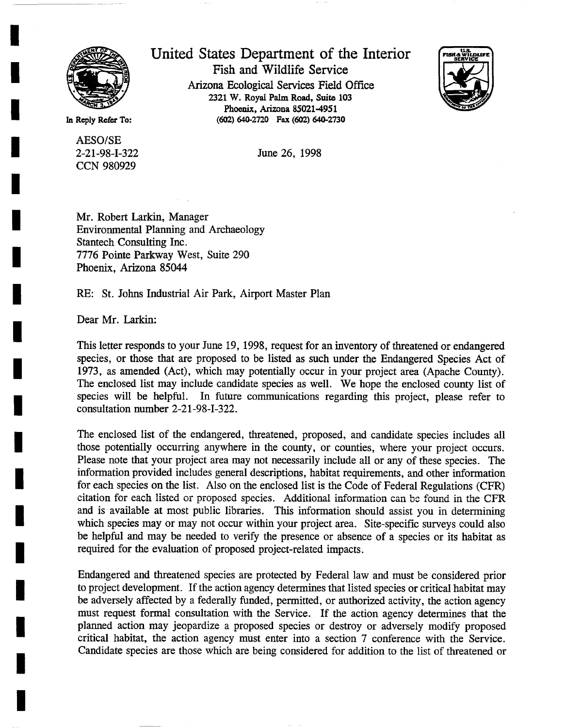# United States Department of the Interior

Fish and Wildlife Service

Arizona Ecological Services Field Office

2321 W. Royal Palm Road, Suite 103

Phoenix, Arizona 85021-4951

(602) 640-2720 Fax (602) 640-2730

In Reply Refer To:

AESO/SE
2-21-98-I-322
CCN 980929

June 26, 1998

Mr. Robert Larkin, Manager
Environmental Planning and Archaeology
Stantech Consulting Inc.
7776 Pointe Parkway West, Suite 290
Phoenix, Arizona 85044

RE: St. Johns Industrial Air Park, Airport Master Plan

Dear Mr. Larkin:

This letter responds to your June 19, 1998, request for an inventory of threatened or endangered species, or those that are proposed to be listed as such under the Endangered Species Act of 1973, as amended (Act), which may potentially occur in your project area (Apache County). The enclosed list may include candidate species as well. We hope the enclosed county list of species will be helpful. In future communications regarding this project, please refer to consultation number 2-21-98-I-322.

The enclosed list of the endangered, threatened, proposed, and candidate species includes all those potentially occurring anywhere in the county, or counties, where your project occurs. Please note that your project area may not necessarily include all or any of these species. The information provided includes general descriptions, habitat requirements, and other information for each species on the list. Also on the enclosed list is the Code of Federal Regulations (CFR) citation for each listed or proposed species. Additional information can be found in the CFR and is available at most public libraries. This information should assist you in determining which species may or may not occur within your project area. Site-specific surveys could also be helpful and may be needed to verify the presence or absence of a species or its habitat as required for the evaluation of proposed project-related impacts.

Endangered and threatened species are protected by Federal law and must be considered prior to project development. If the action agency determines that listed species or critical habitat may be adversely affected by a federally funded, permitted, or authorized activity, the action agency must request formal consultation with the Service. If the action agency determines that the planned action may jeopardize a proposed species or destroy or adversely modify proposed critical habitat, the action agency must enter into a section 7 conference with the Service. Candidate species are those which are being considered for addition to the list of threatened or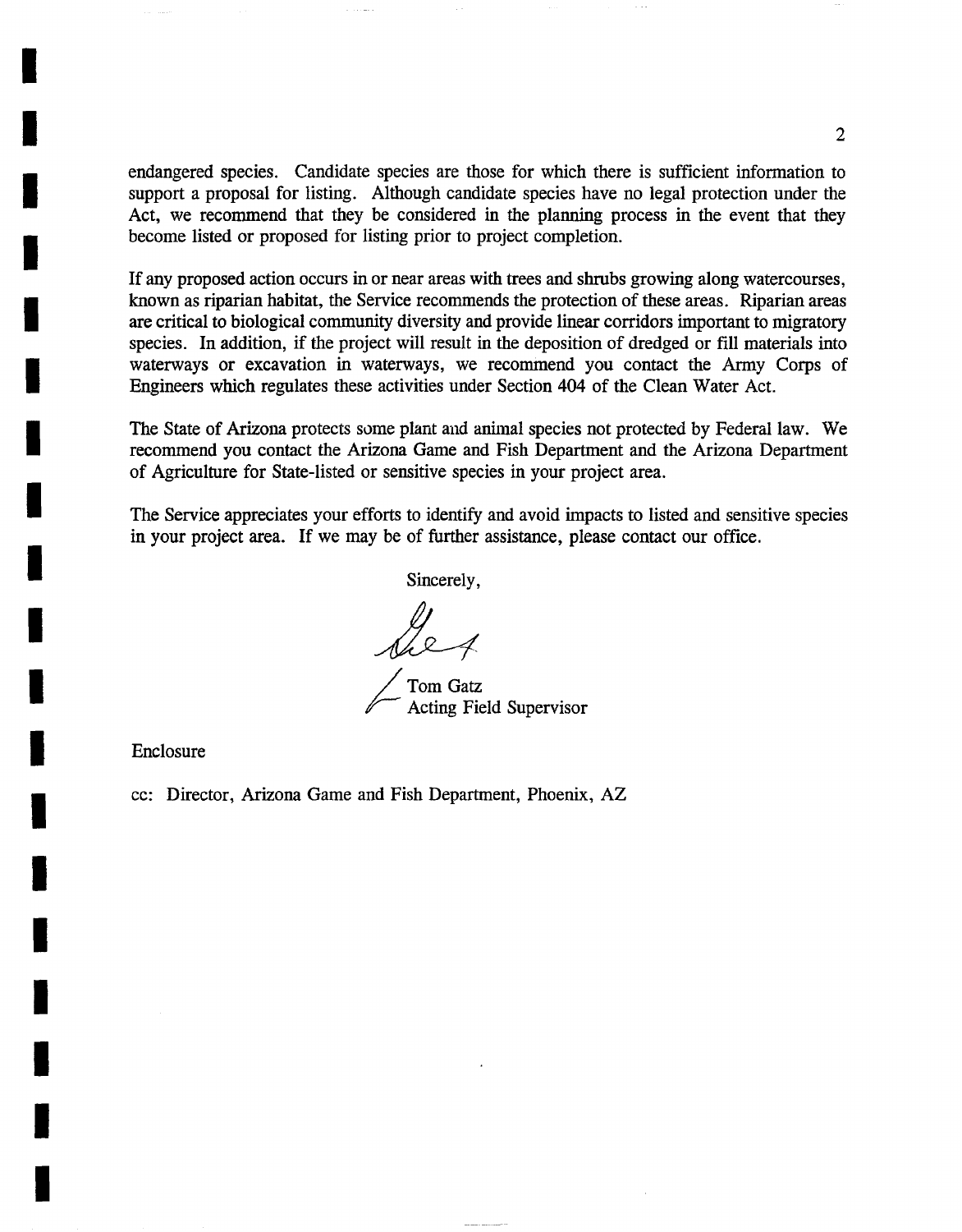endangered species. Candidate species are those for which there is sufficient information to support a proposal for listing. Although candidate species have no legal protection under the Act, we recommend that they be considered in the planning process in the event that they become listed or proposed for listing prior to project completion.

If any proposed action occurs in or near areas with trees and shrubs growing along watercourses, known as riparian habitat, the Service recommends the protection of these areas. Riparian areas are critical to biological community diversity and provide linear corridors important to migratory species. In addition, if the project will result in the deposition of dredged or fill materials into waterways or excavation in waterways, we recommend you contact the Army Corps of Engineers which regulates these activities under Section 404 of the Clean Water Act.

The State of Arizona protects some plant and animal species not protected by Federal law. We recommend you contact the Arizona Game and Fish Department and the Arizona Department of Agriculture for State-listed or sensitive species in your project area.

The Service appreciates your efforts to identify and avoid impacts to listed and sensitive species in your project area. If we may be of further assistance, please contact our office.

Sincerely,

Tom Gatz
Acting Field Supervisor

Enclosure

cc: Director, Arizona Game and Fish Department, Phoenix, AZ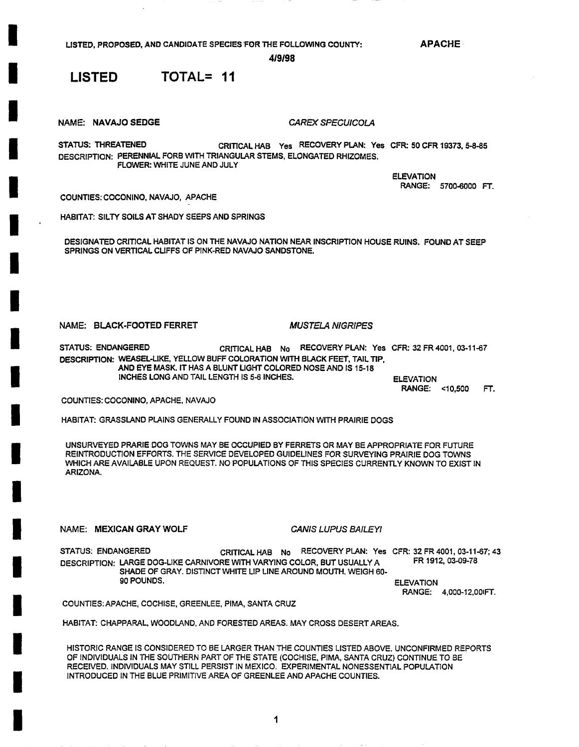LISTED, PROPOSED, AND CANDIDATE SPECIES FOR THE FOLLOWING COUNTY: **APACHE**

**4/9/98**

# LISTED TOTAL= 11

NAME: **NAVAJO SEDGE** *CAREX SPECUICOLA*

STATUS: THREATENED CRITICAL HAB Yes RECOVERY PLAN: Yes CFR: 50 CFR 19373, 5-8-85

DESCRIPTION: PERENNIAL FORB WITH TRIANGULAR STEMS, ELONGATED RHIZOMES.
FLOWER: WHITE JUNE AND JULY

ELEVATION
RANGE: 5700-6000 FT.

COUNTIES: COCONINO, NAVAJO, APACHE

HABITAT: SILTY SOILS AT SHADY SEEPS AND SPRINGS

DESIGNATED CRITICAL HABITAT IS ON THE NAVAJO NATION NEAR INSCRIPTION HOUSE RUINS. FOUND AT SEEP SPRINGS ON VERTICAL CLIFFS OF PINK-RED NAVAJO SANDSTONE.

NAME: **BLACK-FOOTED FERRET** *MUSTELA NIGRIPES*

STATUS: ENDANGERED CRITICAL HAB No RECOVERY PLAN: Yes CFR: 32 FR 4001, 03-11-67

DESCRIPTION: WEASEL-LIKE, YELLOW BUFF COLORATION WITH BLACK FEET, TAIL TIP, AND EYE MASK. IT HAS A BLUNT LIGHT COLORED NOSE AND IS 15-18 INCHES LONG AND TAIL LENGTH IS 5-6 INCHES.

ELEVATION
RANGE: <10,500 FT.

COUNTIES: COCONINO, APACHE, NAVAJO

HABITAT: GRASSLAND PLAINS GENERALLY FOUND IN ASSOCIATION WITH PRAIRIE DOGS

UNSURVEYED PRARIE DOG TOWNS MAY BE OCCUPIED BY FERRETS OR MAY BE APPROPRIATE FOR FUTURE REINTRODUCTION EFFORTS. THE SERVICE DEVELOPED GUIDELINES FOR SURVEYING PRAIRIE DOG TOWNS WHICH ARE AVAILABLE UPON REQUEST. NO POPULATIONS OF THIS SPECIES CURRENTLY KNOWN TO EXIST IN ARIZONA.

NAME: **MEXICAN GRAY WOLF** *CANIS LUPUS BAILEYI*

STATUS: ENDANGERED CRITICAL HAB No RECOVERY PLAN: Yes CFR: 32 FR 4001, 03-11-67; 43 FR 1912, 03-09-78

DESCRIPTION: LARGE DOG-LIKE CARNIVORE WITH VARYING COLOR, BUT USUALLY A SHADE OF GRAY. DISTINCT WHITE LIP LINE AROUND MOUTH. WEIGH 60-90 POUNDS.

ELEVATION
RANGE: 4,000-12,00lFT.

COUNTIES: APACHE, COCHISE, GREENLEE, PIMA, SANTA CRUZ

HABITAT: CHAPPARAL, WOODLAND, AND FORESTED AREAS. MAY CROSS DESERT AREAS.

HISTORIC RANGE IS CONSIDERED TO BE LARGER THAN THE COUNTIES LISTED ABOVE. UNCONFIRMED REPORTS OF INDIVIDUALS IN THE SOUTHERN PART OF THE STATE (COCHISE, PIMA, SANTA CRUZ) CONTINUE TO BE RECEIVED. INDIVIDUALS MAY STILL PERSIST IN MEXICO. EXPERIMENTAL NONESSENTIAL POPULATION INTRODUCED IN THE BLUE PRIMITIVE AREA OF GREENLEE AND APACHE COUNTIES.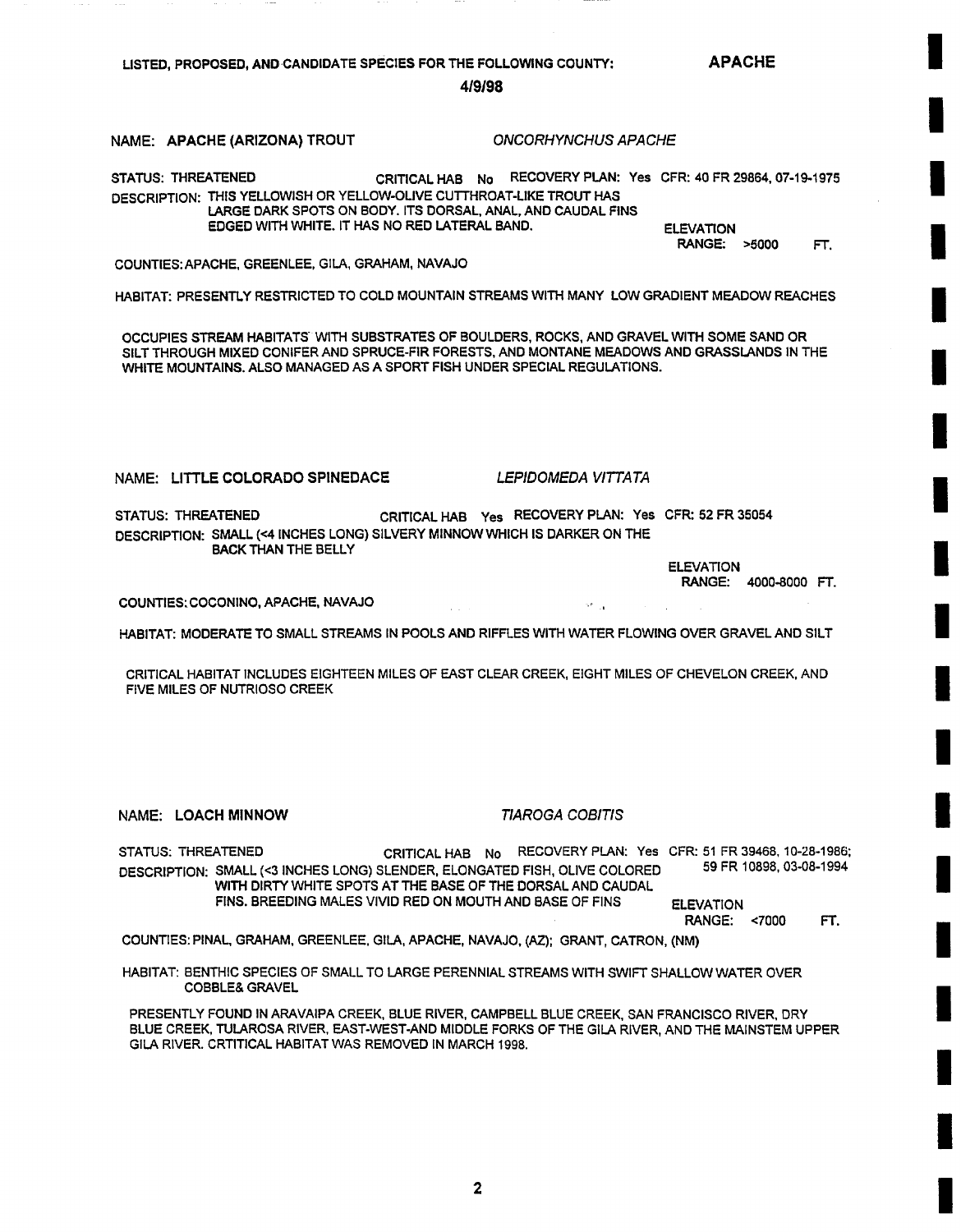LISTED, PROPOSED, AND CANDIDATE SPECIES FOR THE FOLLOWING COUNTY: **APACHE**

**4/9/98**

NAME: **APACHE (ARIZONA) TROUT** *ONCORHYNCHUS APACHE*

STATUS: THREATENED CRITICAL HAB No RECOVERY PLAN: Yes CFR: 40 FR 29864, 07-19-1975

DESCRIPTION: THIS YELLOWISH OR YELLOW-OLIVE CUTTHROAT-LIKE TROUT HAS LARGE DARK SPOTS ON BODY. ITS DORSAL, ANAL, AND CAUDAL FINS EDGED WITH WHITE. IT HAS NO RED LATERAL BAND.

ELEVATION RANGE: >5000 FT.

COUNTIES: APACHE, GREENLEE, GILA, GRAHAM, NAVAJO

HABITAT: PRESENTLY RESTRICTED TO COLD MOUNTAIN STREAMS WITH MANY LOW GRADIENT MEADOW REACHES

OCCUPIES STREAM HABITATS WITH SUBSTRATES OF BOULDERS, ROCKS, AND GRAVEL WITH SOME SAND OR SILT THROUGH MIXED CONIFER AND SPRUCE-FIR FORESTS, AND MONTANE MEADOWS AND GRASSLANDS IN THE WHITE MOUNTAINS. ALSO MANAGED AS A SPORT FISH UNDER SPECIAL REGULATIONS.

NAME: **LITTLE COLORADO SPINEDACE** *LEPIDOMEDA VITTATA*

STATUS: THREATENED CRITICAL HAB Yes RECOVERY PLAN: Yes CFR: 52 FR 35054

DESCRIPTION: SMALL (<4 INCHES LONG) SILVERY MINNOW WHICH IS DARKER ON THE BACK THAN THE BELLY

ELEVATION RANGE: 4000-8000 FT.

COUNTIES: COCONINO, APACHE, NAVAJO

HABITAT: MODERATE TO SMALL STREAMS IN POOLS AND RIFFLES WITH WATER FLOWING OVER GRAVEL AND SILT

CRITICAL HABITAT INCLUDES EIGHTEEN MILES OF EAST CLEAR CREEK, EIGHT MILES OF CHEVELON CREEK, AND FIVE MILES OF NUTRIOSO CREEK

NAME: **LOACH MINNOW** *TIAROGA COBITIS*

STATUS: THREATENED CRITICAL HAB No RECOVERY PLAN: Yes CFR: 51 FR 39468, 10-28-1986; 59 FR 10898, 03-08-1994

DESCRIPTION: SMALL (<3 INCHES LONG) SLENDER, ELONGATED FISH, OLIVE COLORED WITH DIRTY WHITE SPOTS AT THE BASE OF THE DORSAL AND CAUDAL FINS. BREEDING MALES VIVID RED ON MOUTH AND BASE OF FINS

ELEVATION RANGE: <7000 FT.

COUNTIES: PINAL, GRAHAM, GREENLEE, GILA, APACHE, NAVAJO, (AZ); GRANT, CATRON, (NM)

HABITAT: BENTHIC SPECIES OF SMALL TO LARGE PERENNIAL STREAMS WITH SWIFT SHALLOW WATER OVER COBBLE& GRAVEL

PRESENTLY FOUND IN ARAVAIPA CREEK, BLUE RIVER, CAMPBELL BLUE CREEK, SAN FRANCISCO RIVER, DRY BLUE CREEK, TULAROSA RIVER, EAST-WEST-AND MIDDLE FORKS OF THE GILA RIVER, AND THE MAINSTEM UPPER GILA RIVER. CRTITICAL HABITAT WAS REMOVED IN MARCH 1998.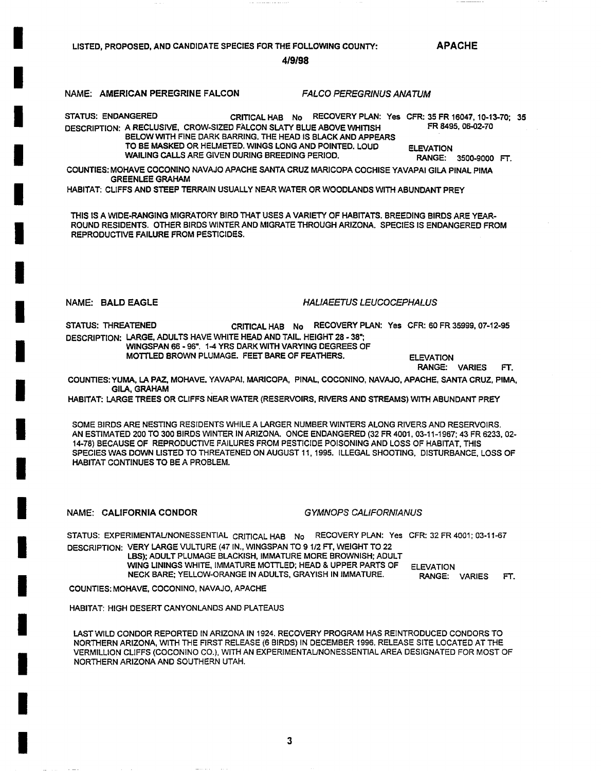LISTED, PROPOSED, AND CANDIDATE SPECIES FOR THE FOLLOWING COUNTY: **APACHE**

**4/9/98**

NAME: **AMERICAN PEREGRINE FALCON** *FALCO PEREGRINUS ANATUM*

STATUS: ENDANGERED CRITICAL HAB No RECOVERY PLAN: Yes CFR: 35 FR 16047, 10-13-70; 35 FR 8495, 06-02-70

DESCRIPTION: A RECLUSIVE, CROW-SIZED FALCON SLATY BLUE ABOVE WHITISH BELOW WITH FINE DARK BARRING. THE HEAD IS BLACK AND APPEARS TO BE MASKED OR HELMETED. WINGS LONG AND POINTED. LOUD WAILING CALLS ARE GIVEN DURING BREEDING PERIOD.

ELEVATION RANGE: 3500-9000 FT.

COUNTIES: MOHAVE COCONINO NAVAJO APACHE SANTA CRUZ MARICOPA COCHISE YAVAPAI GILA PINAL PIMA GREENLEE GRAHAM

HABITAT: CLIFFS AND STEEP TERRAIN USUALLY NEAR WATER OR WOODLANDS WITH ABUNDANT PREY

THIS IS A WIDE-RANGING MIGRATORY BIRD THAT USES A VARIETY OF HABITATS. BREEDING BIRDS ARE YEAR-ROUND RESIDENTS. OTHER BIRDS WINTER AND MIGRATE THROUGH ARIZONA. SPECIES IS ENDANGERED FROM REPRODUCTIVE FAILURE FROM PESTICIDES.

NAME: **BALD EAGLE** *HALIAEETUS LEUCOCEPHALUS*

STATUS: THREATENED CRITICAL HAB No RECOVERY PLAN: Yes CFR: 60 FR 35999, 07-12-95

DESCRIPTION: LARGE, ADULTS HAVE WHITE HEAD AND TAIL. HEIGHT 28 - 38"; WINGSPAN 66 - 96". 1-4 YRS DARK WITH VARYING DEGREES OF MOTTLED BROWN PLUMAGE. FEET BARE OF FEATHERS.

ELEVATION RANGE: VARIES FT.

COUNTIES: YUMA, LA PAZ, MOHAVE, YAVAPAI, MARICOPA, PINAL, COCONINO, NAVAJO, APACHE, SANTA CRUZ, PIMA, GILA, GRAHAM

HABITAT: LARGE TREES OR CLIFFS NEAR WATER (RESERVOIRS, RIVERS AND STREAMS) WITH ABUNDANT PREY

SOME BIRDS ARE NESTING RESIDENTS WHILE A LARGER NUMBER WINTERS ALONG RIVERS AND RESERVOIRS. AN ESTIMATED 200 TO 300 BIRDS WINTER IN ARIZONA. ONCE ENDANGERED (32 FR 4001, 03-11-1967; 43 FR 6233, 02-14-78) BECAUSE OF REPRODUCTIVE FAILURES FROM PESTICIDE POISONING AND LOSS OF HABITAT, THIS SPECIES WAS DOWN LISTED TO THREATENED ON AUGUST 11, 1995. ILLEGAL SHOOTING, DISTURBANCE, LOSS OF HABITAT CONTINUES TO BE A PROBLEM.

NAME: **CALIFORNIA CONDOR** *GYMNOPS CALIFORNIANUS*

STATUS: EXPERIMENTAL/NONESSENTIAL CRITICAL HAB No RECOVERY PLAN: Yes CFR: 32 FR 4001; 03-11-67

DESCRIPTION: VERY LARGE VULTURE (47 IN., WINGSPAN TO 9 1/2 FT, WEIGHT TO 22 LBS); ADULT PLUMAGE BLACKISH, IMMATURE MORE BROWNISH; ADULT WING LININGS WHITE, IMMATURE MOTTLED; HEAD & UPPER PARTS OF NECK BARE; YELLOW-ORANGE IN ADULTS, GRAYISH IN IMMATURE.

ELEVATION RANGE: VARIES FT.

COUNTIES: MOHAVE, COCONINO, NAVAJO, APACHE

HABITAT: HIGH DESERT CANYONLANDS AND PLATEAUS

LAST WILD CONDOR REPORTED IN ARIZONA IN 1924. RECOVERY PROGRAM HAS REINTRODUCED CONDORS TO NORTHERN ARIZONA, WITH THE FIRST RELEASE (6 BIRDS) IN DECEMBER 1996. RELEASE SITE LOCATED AT THE VERMILLION CLIFFS (COCONINO CO.), WITH AN EXPERIMENTAL/NONESSENTIAL AREA DESIGNATED FOR MOST OF NORTHERN ARIZONA AND SOUTHERN UTAH.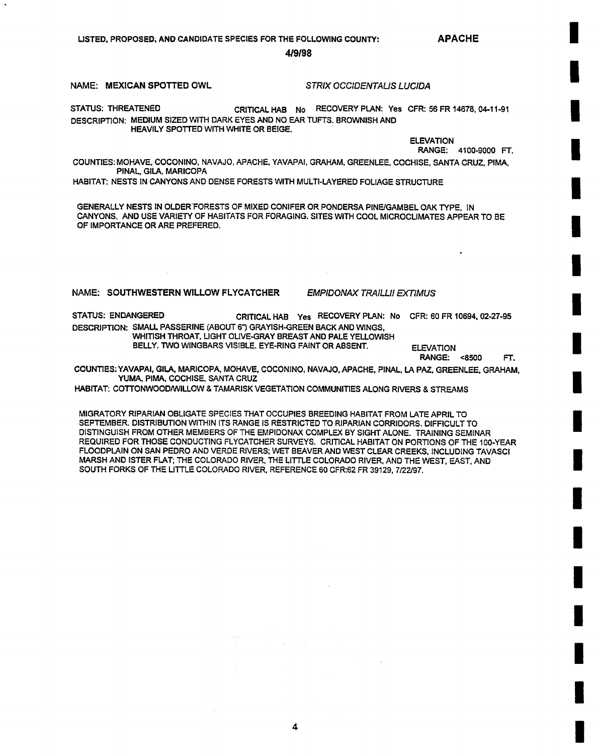LISTED, PROPOSED, AND CANDIDATE SPECIES FOR THE FOLLOWING COUNTY: **APACHE**

**4/9/98**

NAME: **MEXICAN SPOTTED OWL** *STRIX OCCIDENTALIS LUCIDA*

STATUS: THREATENED CRITICAL HAB No RECOVERY PLAN: Yes CFR: 56 FR 14678, 04-11-91

DESCRIPTION: MEDIUM SIZED WITH DARK EYES AND NO EAR TUFTS. BROWNISH AND HEAVILY SPOTTED WITH WHITE OR BEIGE.

ELEVATION RANGE: 4100-9000 FT.

COUNTIES: MOHAVE, COCONINO, NAVAJO, APACHE, YAVAPAI, GRAHAM, GREENLEE, COCHISE, SANTA CRUZ, PIMA, PINAL, GILA, MARICOPA

HABITAT: NESTS IN CANYONS AND DENSE FORESTS WITH MULTI-LAYERED FOLIAGE STRUCTURE

GENERALLY NESTS IN OLDER FORESTS OF MIXED CONIFER OR PONDERSA PINE/GAMBEL OAK TYPE, IN CANYONS, AND USE VARIETY OF HABITATS FOR FORAGING. SITES WITH COOL MICROCLIMATES APPEAR TO BE OF IMPORTANCE OR ARE PREFERED.

NAME: **SOUTHWESTERN WILLOW FLYCATCHER** *EMPIDONAX TRAILLII EXTIMUS*

STATUS: ENDANGERED CRITICAL HAB Yes RECOVERY PLAN: No CFR: 60 FR 10694, 02-27-95

DESCRIPTION: SMALL PASSERINE (ABOUT 6") GRAYISH-GREEN BACK AND WINGS, WHITISH THROAT, LIGHT OLIVE-GRAY BREAST AND PALE YELLOWISH BELLY. TWO WINGBARS VISIBLE. EYE-RING FAINT OR ABSENT.

ELEVATION RANGE: <8500 FT.

COUNTIES: YAVAPAI, GILA, MARICOPA, MOHAVE, COCONINO, NAVAJO, APACHE, PINAL, LA PAZ, GREENLEE, GRAHAM, YUMA, PIMA, COCHISE, SANTA CRUZ

HABITAT: COTTONWOOD/WILLOW & TAMARISK VEGETATION COMMUNITIES ALONG RIVERS & STREAMS

MIGRATORY RIPARIAN OBLIGATE SPECIES THAT OCCUPIES BREEDING HABITAT FROM LATE APRIL TO SEPTEMBER. DISTRIBUTION WITHIN ITS RANGE IS RESTRICTED TO RIPARIAN CORRIDORS. DIFFICULT TO DISTINGUISH FROM OTHER MEMBERS OF THE EMPIDONAX COMPLEX BY SIGHT ALONE. TRAINING SEMINAR REQUIRED FOR THOSE CONDUCTING FLYCATCHER SURVEYS. CRITICAL HABITAT ON PORTIONS OF THE 100-YEAR FLOODPLAIN ON SAN PEDRO AND VERDE RIVERS; WET BEAVER AND WEST CLEAR CREEKS, INCLUDING TAVASCI MARSH AND ISTER FLAT; THE COLORADO RIVER, THE LITTLE COLORADO RIVER, AND THE WEST, EAST, AND SOUTH FORKS OF THE LITTLE COLORADO RIVER, REFERENCE 60 CFR:62 FR 39129, 7/22/97.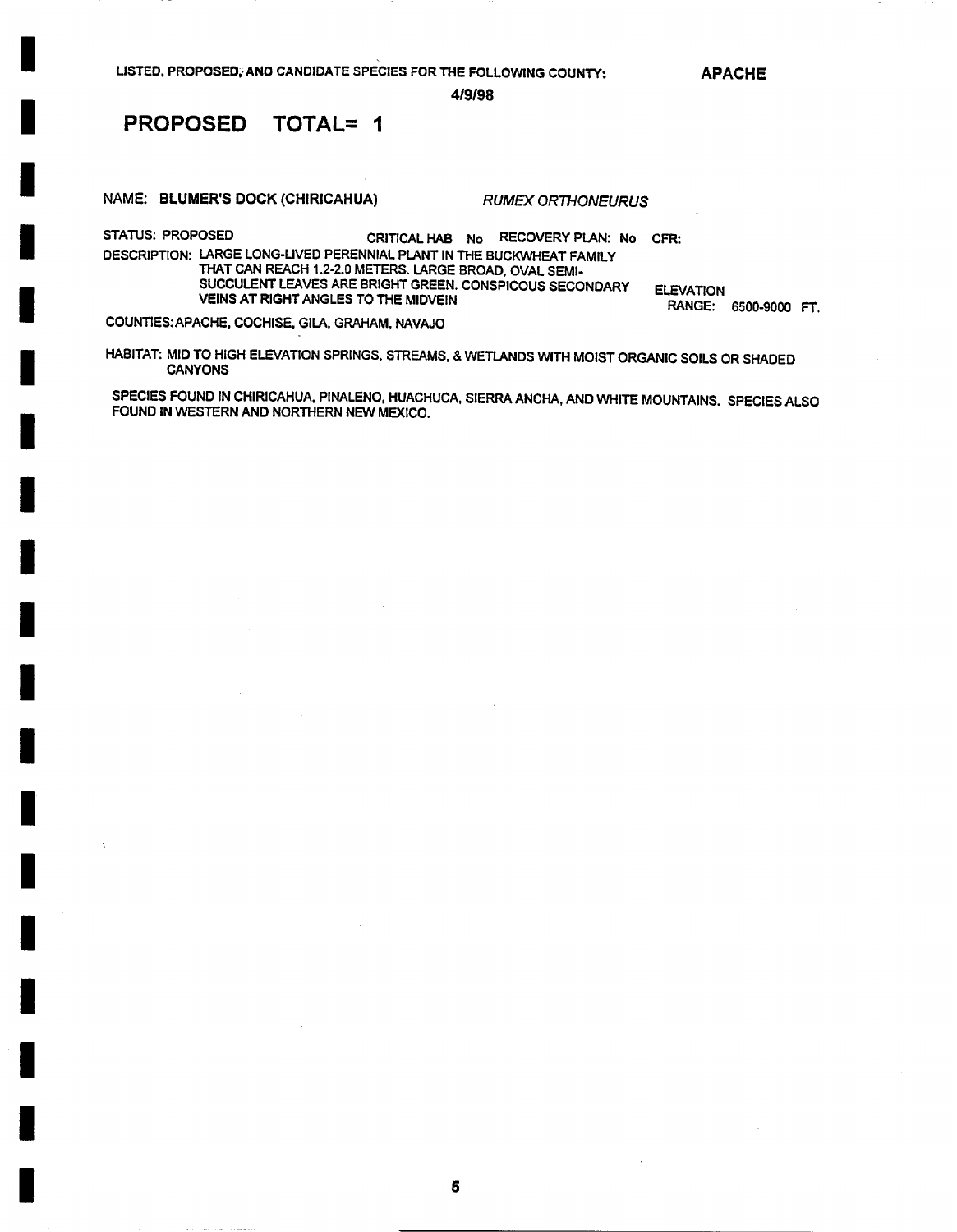LISTED, PROPOSED, AND CANDIDATE SPECIES FOR THE FOLLOWING COUNTY: **APACHE**

**4/9/98**

## PROPOSED TOTAL= 1

NAME: **BLUMER'S DOCK (CHIRICAHUA)** *RUMEX ORTHONEURUS*

STATUS: PROPOSED CRITICAL HAB **No** RECOVERY PLAN: **No** CFR:

DESCRIPTION: LARGE LONG-LIVED PERENNIAL PLANT IN THE BUCKWHEAT FAMILY THAT CAN REACH 1.2-2.0 METERS. LARGE BROAD, OVAL SEMI-SUCCULENT LEAVES ARE BRIGHT GREEN. CONSPICOUS SECONDARY VEINS AT RIGHT ANGLES TO THE MIDVEIN

ELEVATION RANGE: 6500-9000 FT.

COUNTIES: APACHE, COCHISE, GILA, GRAHAM, NAVAJO

HABITAT: MID TO HIGH ELEVATION SPRINGS, STREAMS, & WETLANDS WITH MOIST ORGANIC SOILS OR SHADED CANYONS

SPECIES FOUND IN CHIRICAHUA, PINALENO, HUACHUCA, SIERRA ANCHA, AND WHITE MOUNTAINS. SPECIES ALSO FOUND IN WESTERN AND NORTHERN NEW MEXICO.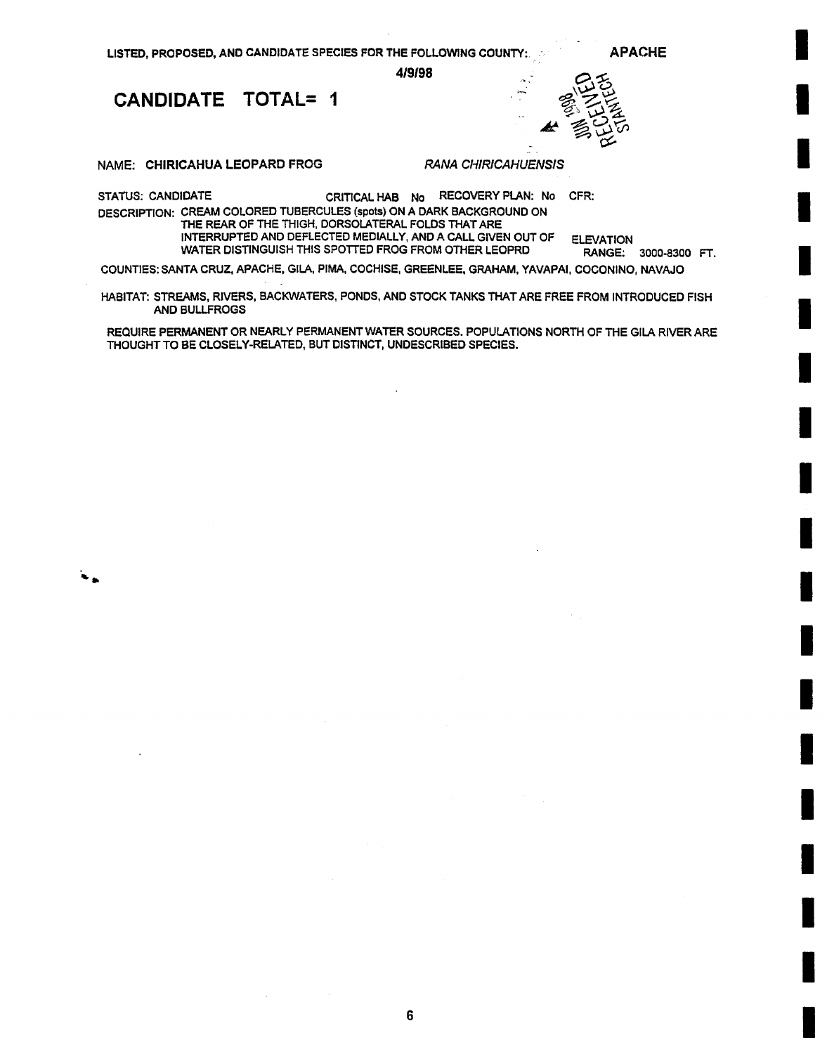LISTED, PROPOSED, AND CANDIDATE SPECIES FOR THE FOLLOWING COUNTY: APACHE

4/9/98

RECEIVED JUN 1998 STANTECH

## CANDIDATE TOTAL= 1

NAME: **CHIRICAHUA LEOPARD FROG** *RANA CHIRICAHUENSIS*

STATUS: CANDIDATE CRITICAL HAB No RECOVERY PLAN: No CFR:

DESCRIPTION: CREAM COLORED TUBERCULES (spots) ON A DARK BACKGROUND ON THE REAR OF THE THIGH, DORSOLATERAL FOLDS THAT ARE INTERRUPTED AND DEFLECTED MEDIALLY, AND A CALL GIVEN OUT OF WATER DISTINGUISH THIS SPOTTED FROG FROM OTHER LEOPRD

ELEVATION RANGE: 3000-8300 FT.

COUNTIES: SANTA CRUZ, APACHE, GILA, PIMA, COCHISE, GREENLEE, GRAHAM, YAVAPAI, COCONINO, NAVAJO

HABITAT: STREAMS, RIVERS, BACKWATERS, PONDS, AND STOCK TANKS THAT ARE FREE FROM INTRODUCED FISH AND BULLFROGS

REQUIRE PERMANENT OR NEARLY PERMANENT WATER SOURCES. POPULATIONS NORTH OF THE GILA RIVER ARE THOUGHT TO BE CLOSELY-RELATED, BUT DISTINCT, UNDESCRIBED SPECIES.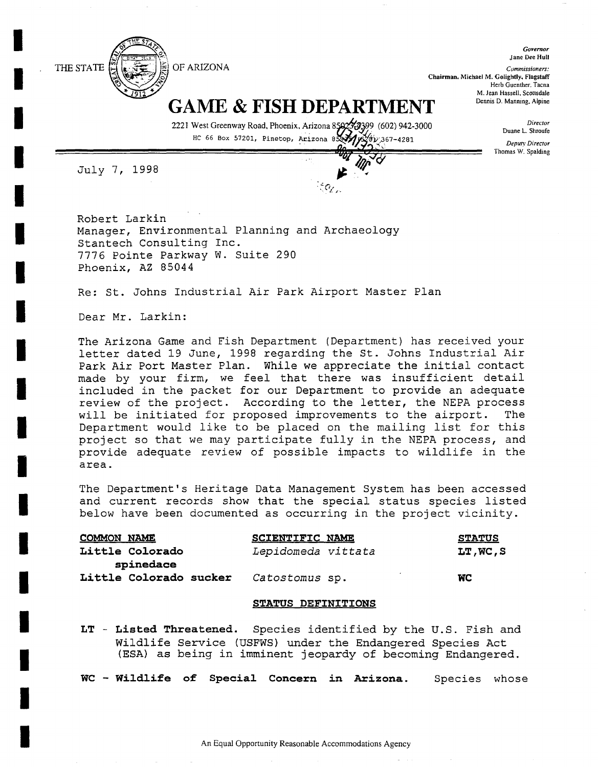THE STATE OF ARIZONA

# GAME & FISH DEPARTMENT

2221 West Greenway Road, Phoenix, Arizona 85023-4399 (602) 942-3000
HC 66 Box 57201, Pinetop, Arizona 85935 (520) 367-4281

*Governor*
Jane Dee Hull

*Commissioners:*
**Chairman, Michael M. Golightly, Flagstaff**
Herb Guenther, Tacna
M. Jean Hassell, Scottsdale
Dennis D. Manning, Alpine

*Director*
Duane L. Shroufe

*Deputy Director*
Thomas W. Spalding

July 7, 1998

Robert Larkin
Manager, Environmental Planning and Archaeology
Stantech Consulting Inc.
7776 Pointe Parkway W. Suite 290
Phoenix, AZ 85044

Re: St. Johns Industrial Air Park Airport Master Plan

Dear Mr. Larkin:

The Arizona Game and Fish Department (Department) has received your letter dated 19 June, 1998 regarding the St. Johns Industrial Air Park Air Port Master Plan. While we appreciate the initial contact made by your firm, we feel that there was insufficient detail included in the packet for our Department to provide an adequate review of the project. According to the letter, the NEPA process will be initiated for proposed improvements to the airport. The Department would like to be placed on the mailing list for this project so that we may participate fully in the NEPA process, and provide adequate review of possible impacts to wildlife in the area.

The Department's Heritage Data Management System has been accessed and current records show that the special status species listed below have been documented as occurring in the project vicinity.

| COMMON NAME | SCIENTIFIC NAME | STATUS |
|---|---|---|
| **Little Colorado spinedace** | *Lepidomeda vittata* | **LT,WC,S** |
| **Little Colorado sucker** | *Catostomus* sp. | **WC** |

**STATUS DEFINITIONS**

**LT - Listed Threatened.** Species identified by the U.S. Fish and Wildlife Service (USFWS) under the Endangered Species Act (ESA) as being in imminent jeopardy of becoming Endangered.

**WC - Wildlife of Special Concern in Arizona.** Species whose

An Equal Opportunity Reasonable Accommodations Agency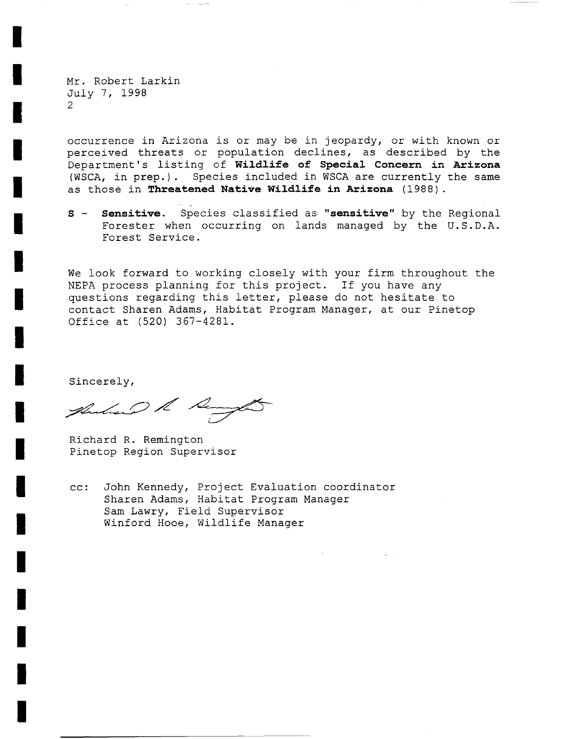Mr. Robert Larkin
July 7, 1998
2

occurrence in Arizona is or may be in jeopardy, or with known or perceived threats or population declines, as described by the Department's listing of **Wildlife of Special Concern in Arizona** (WSCA, in prep.). Species included in WSCA are currently the same as those in **Threatened Native Wildlife in Arizona** (1988).

**S** - **Sensitive**. Species classified as "**sensitive**" by the Regional Forester when occurring on lands managed by the U.S.D.A. Forest Service.

We look forward to working closely with your firm throughout the NEPA process planning for this project. If you have any questions regarding this letter, please do not hesitate to contact Sharen Adams, Habitat Program Manager, at our Pinetop Office at (520) 367-4281.

Sincerely,

Richard R. Remington
Pinetop Region Supervisor

cc: John Kennedy, Project Evaluation coordinator
Sharen Adams, Habitat Program Manager
Sam Lawry, Field Supervisor
Winford Hooe, Wildlife Manager